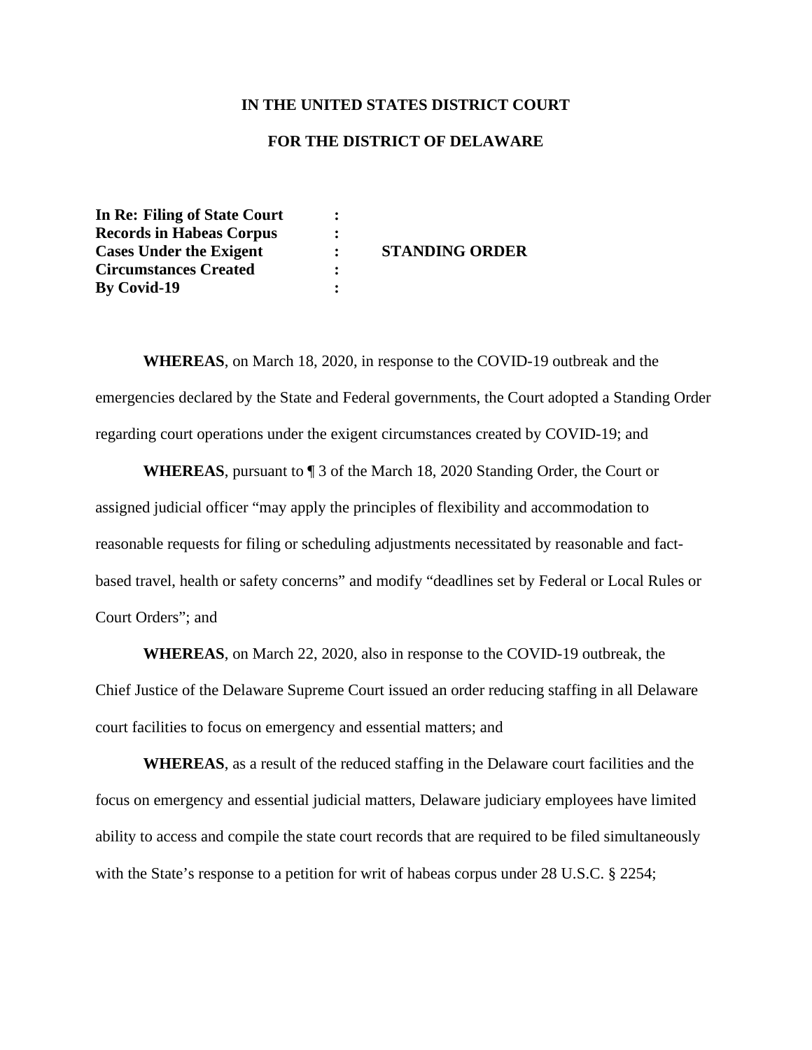**IN THE UNITED STATES DISTRICT COURT**

**FOR THE DISTRICT OF DELAWARE**

| | | |
|---|---|---|
| **In Re: Filing of State Court** | **:** | |
| **Records in Habeas Corpus** | **:** | |
| **Cases Under the Exigent** | **:** | **STANDING ORDER** |
| **Circumstances Created** | **:** | |
| **By Covid-19** | **:** | |

**WHEREAS**, on March 18, 2020, in response to the COVID-19 outbreak and the emergencies declared by the State and Federal governments, the Court adopted a Standing Order regarding court operations under the exigent circumstances created by COVID-19; and

**WHEREAS**, pursuant to ¶ 3 of the March 18, 2020 Standing Order, the Court or assigned judicial officer "may apply the principles of flexibility and accommodation to reasonable requests for filing or scheduling adjustments necessitated by reasonable and fact-based travel, health or safety concerns" and modify "deadlines set by Federal or Local Rules or Court Orders"; and

**WHEREAS**, on March 22, 2020, also in response to the COVID-19 outbreak, the Chief Justice of the Delaware Supreme Court issued an order reducing staffing in all Delaware court facilities to focus on emergency and essential matters; and

**WHEREAS**, as a result of the reduced staffing in the Delaware court facilities and the focus on emergency and essential judicial matters, Delaware judiciary employees have limited ability to access and compile the state court records that are required to be filed simultaneously with the State's response to a petition for writ of habeas corpus under 28 U.S.C. § 2254;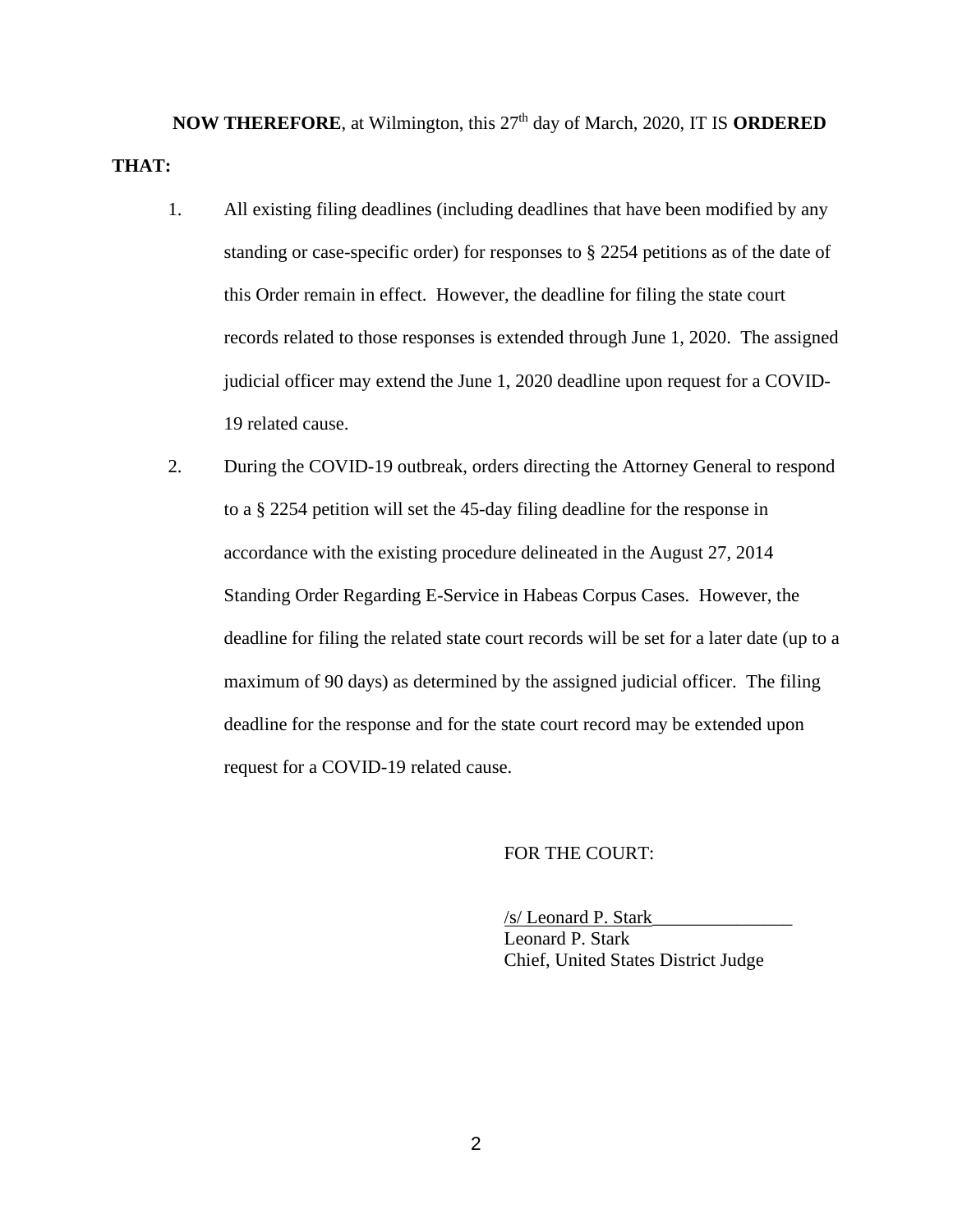**NOW THEREFORE**, at Wilmington, this 27th day of March, 2020, IT IS **ORDERED THAT:**

1. All existing filing deadlines (including deadlines that have been modified by any standing or case-specific order) for responses to § 2254 petitions as of the date of this Order remain in effect. However, the deadline for filing the state court records related to those responses is extended through June 1, 2020. The assigned judicial officer may extend the June 1, 2020 deadline upon request for a COVID-19 related cause.

2. During the COVID-19 outbreak, orders directing the Attorney General to respond to a § 2254 petition will set the 45-day filing deadline for the response in accordance with the existing procedure delineated in the August 27, 2014 Standing Order Regarding E-Service in Habeas Corpus Cases. However, the deadline for filing the related state court records will be set for a later date (up to a maximum of 90 days) as determined by the assigned judicial officer. The filing deadline for the response and for the state court record may be extended upon request for a COVID-19 related cause.

FOR THE COURT:

/s/ Leonard P. Stark
Leonard P. Stark
Chief, United States District Judge